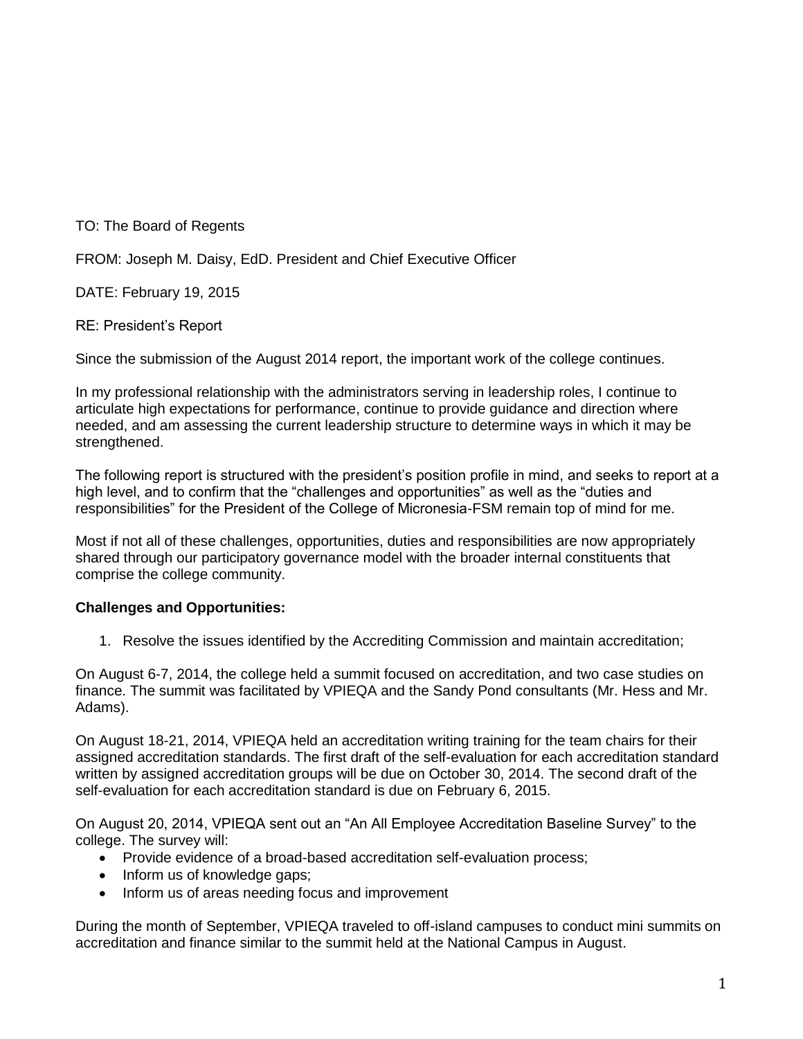TO: The Board of Regents

FROM: Joseph M. Daisy, EdD. President and Chief Executive Officer

DATE: February 19, 2015

RE: President's Report

Since the submission of the August 2014 report, the important work of the college continues.

In my professional relationship with the administrators serving in leadership roles, I continue to articulate high expectations for performance, continue to provide guidance and direction where needed, and am assessing the current leadership structure to determine ways in which it may be strengthened.

The following report is structured with the president's position profile in mind, and seeks to report at a high level, and to confirm that the "challenges and opportunities" as well as the "duties and responsibilities" for the President of the College of Micronesia-FSM remain top of mind for me.

Most if not all of these challenges, opportunities, duties and responsibilities are now appropriately shared through our participatory governance model with the broader internal constituents that comprise the college community.

**Challenges and Opportunities:**

1. Resolve the issues identified by the Accrediting Commission and maintain accreditation;

On August 6-7, 2014, the college held a summit focused on accreditation, and two case studies on finance. The summit was facilitated by VPIEQA and the Sandy Pond consultants (Mr. Hess and Mr. Adams).

On August 18-21, 2014, VPIEQA held an accreditation writing training for the team chairs for their assigned accreditation standards. The first draft of the self-evaluation for each accreditation standard written by assigned accreditation groups will be due on October 30, 2014. The second draft of the self-evaluation for each accreditation standard is due on February 6, 2015.

On August 20, 2014, VPIEQA sent out an "An All Employee Accreditation Baseline Survey" to the college. The survey will:

- Provide evidence of a broad-based accreditation self-evaluation process;
- Inform us of knowledge gaps;
- Inform us of areas needing focus and improvement

During the month of September, VPIEQA traveled to off-island campuses to conduct mini summits on accreditation and finance similar to the summit held at the National Campus in August.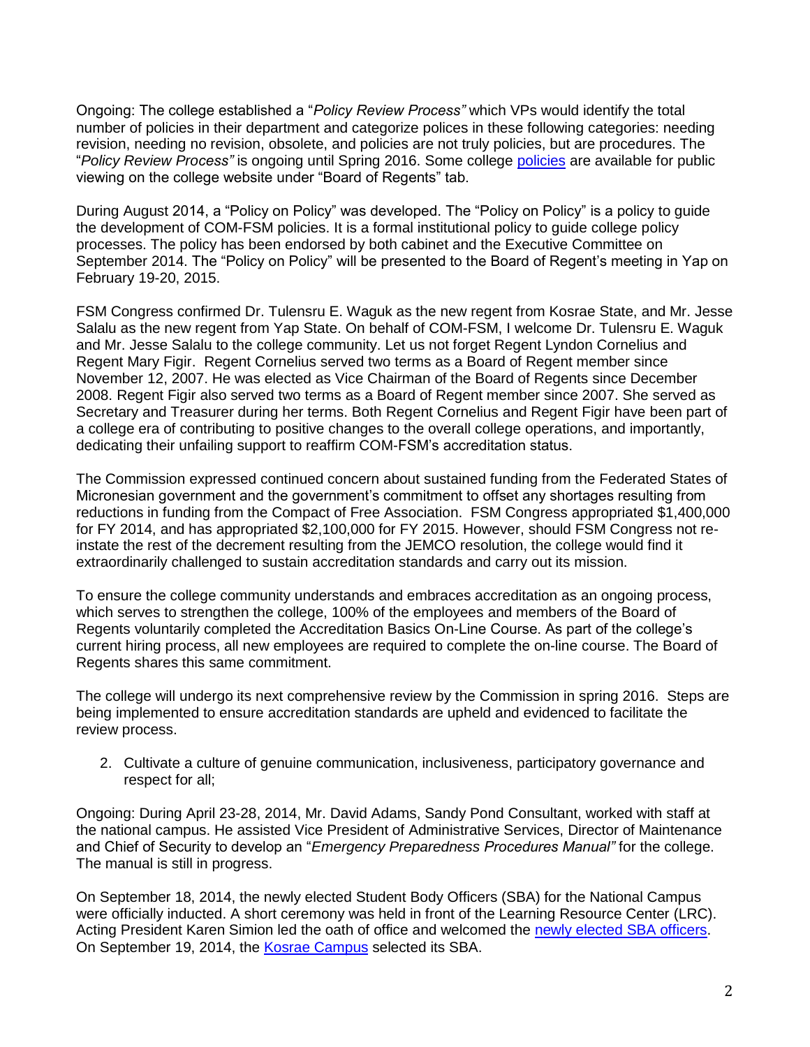Ongoing: The college established a "*Policy Review Process"* which VPs would identify the total number of policies in their department and categorize polices in these following categories: needing revision, needing no revision, obsolete, and policies are not truly policies, but are procedures. The "*Policy Review Process"* is ongoing until Spring 2016. Some college policies are available for public viewing on the college website under "Board of Regents" tab.

During August 2014, a "Policy on Policy" was developed. The "Policy on Policy" is a policy to guide the development of COM-FSM policies. It is a formal institutional policy to guide college policy processes. The policy has been endorsed by both cabinet and the Executive Committee on September 2014. The "Policy on Policy" will be presented to the Board of Regent's meeting in Yap on February 19-20, 2015.

FSM Congress confirmed Dr. Tulensru E. Waguk as the new regent from Kosrae State, and Mr. Jesse Salalu as the new regent from Yap State. On behalf of COM-FSM, I welcome Dr. Tulensru E. Waguk and Mr. Jesse Salalu to the college community. Let us not forget Regent Lyndon Cornelius and Regent Mary Figir. Regent Cornelius served two terms as a Board of Regent member since November 12, 2007. He was elected as Vice Chairman of the Board of Regents since December 2008. Regent Figir also served two terms as a Board of Regent member since 2007. She served as Secretary and Treasurer during her terms. Both Regent Cornelius and Regent Figir have been part of a college era of contributing to positive changes to the overall college operations, and importantly, dedicating their unfailing support to reaffirm COM-FSM's accreditation status.

The Commission expressed continued concern about sustained funding from the Federated States of Micronesian government and the government's commitment to offset any shortages resulting from reductions in funding from the Compact of Free Association. FSM Congress appropriated $1,400,000 for FY 2014, and has appropriated $2,100,000 for FY 2015. However, should FSM Congress not re-instate the rest of the decrement resulting from the JEMCO resolution, the college would find it extraordinarily challenged to sustain accreditation standards and carry out its mission.

To ensure the college community understands and embraces accreditation as an ongoing process, which serves to strengthen the college, 100% of the employees and members of the Board of Regents voluntarily completed the Accreditation Basics On-Line Course. As part of the college's current hiring process, all new employees are required to complete the on-line course. The Board of Regents shares this same commitment.

The college will undergo its next comprehensive review by the Commission in spring 2016. Steps are being implemented to ensure accreditation standards are upheld and evidenced to facilitate the review process.

2. Cultivate a culture of genuine communication, inclusiveness, participatory governance and respect for all;

Ongoing: During April 23-28, 2014, Mr. David Adams, Sandy Pond Consultant, worked with staff at the national campus. He assisted Vice President of Administrative Services, Director of Maintenance and Chief of Security to develop an "*Emergency Preparedness Procedures Manual"* for the college. The manual is still in progress.

On September 18, 2014, the newly elected Student Body Officers (SBA) for the National Campus were officially inducted. A short ceremony was held in front of the Learning Resource Center (LRC). Acting President Karen Simion led the oath of office and welcomed the newly elected SBA officers. On September 19, 2014, the Kosrae Campus selected its SBA.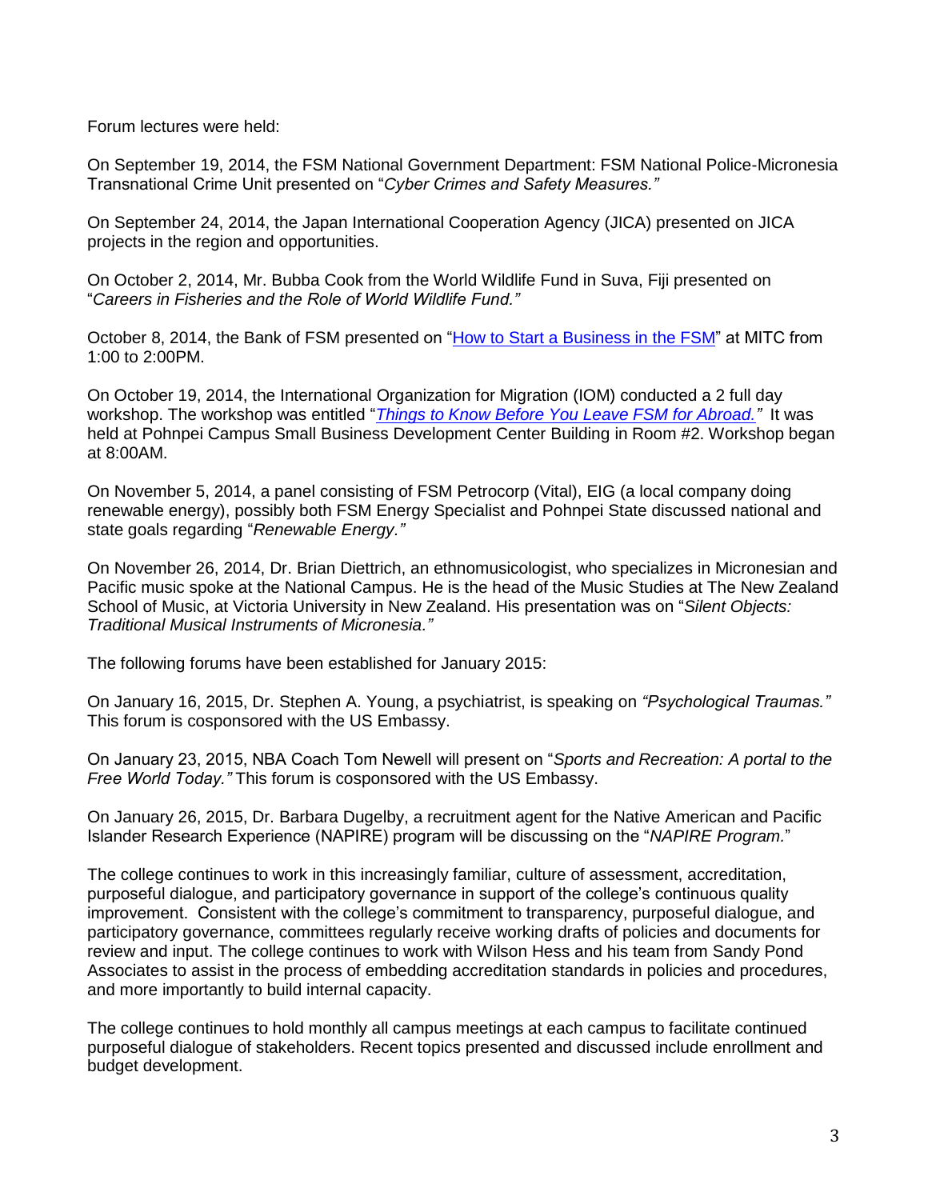Forum lectures were held:

On September 19, 2014, the FSM National Government Department: FSM National Police-Micronesia Transnational Crime Unit presented on "*Cyber Crimes and Safety Measures."*

On September 24, 2014, the Japan International Cooperation Agency (JICA) presented on JICA projects in the region and opportunities.

On October 2, 2014, Mr. Bubba Cook from the World Wildlife Fund in Suva, Fiji presented on "*Careers in Fisheries and the Role of World Wildlife Fund."*

October 8, 2014, the Bank of FSM presented on "How to Start a Business in the FSM" at MITC from 1:00 to 2:00PM.

On October 19, 2014, the International Organization for Migration (IOM) conducted a 2 full day workshop. The workshop was entitled "*Things to Know Before You Leave FSM for Abroad."* It was held at Pohnpei Campus Small Business Development Center Building in Room #2. Workshop began at 8:00AM.

On November 5, 2014, a panel consisting of FSM Petrocorp (Vital), EIG (a local company doing renewable energy), possibly both FSM Energy Specialist and Pohnpei State discussed national and state goals regarding "*Renewable Energy."*

On November 26, 2014, Dr. Brian Diettrich, an ethnomusicologist, who specializes in Micronesian and Pacific music spoke at the National Campus. He is the head of the Music Studies at The New Zealand School of Music, at Victoria University in New Zealand. His presentation was on "*Silent Objects: Traditional Musical Instruments of Micronesia."*

The following forums have been established for January 2015:

On January 16, 2015, Dr. Stephen A. Young, a psychiatrist, is speaking on *"Psychological Traumas."* This forum is cosponsored with the US Embassy.

On January 23, 2015, NBA Coach Tom Newell will present on "*Sports and Recreation: A portal to the Free World Today."* This forum is cosponsored with the US Embassy.

On January 26, 2015, Dr. Barbara Dugelby, a recruitment agent for the Native American and Pacific Islander Research Experience (NAPIRE) program will be discussing on the "*NAPIRE Program.*"

The college continues to work in this increasingly familiar, culture of assessment, accreditation, purposeful dialogue, and participatory governance in support of the college's continuous quality improvement. Consistent with the college's commitment to transparency, purposeful dialogue, and participatory governance, committees regularly receive working drafts of policies and documents for review and input. The college continues to work with Wilson Hess and his team from Sandy Pond Associates to assist in the process of embedding accreditation standards in policies and procedures, and more importantly to build internal capacity.

The college continues to hold monthly all campus meetings at each campus to facilitate continued purposeful dialogue of stakeholders. Recent topics presented and discussed include enrollment and budget development.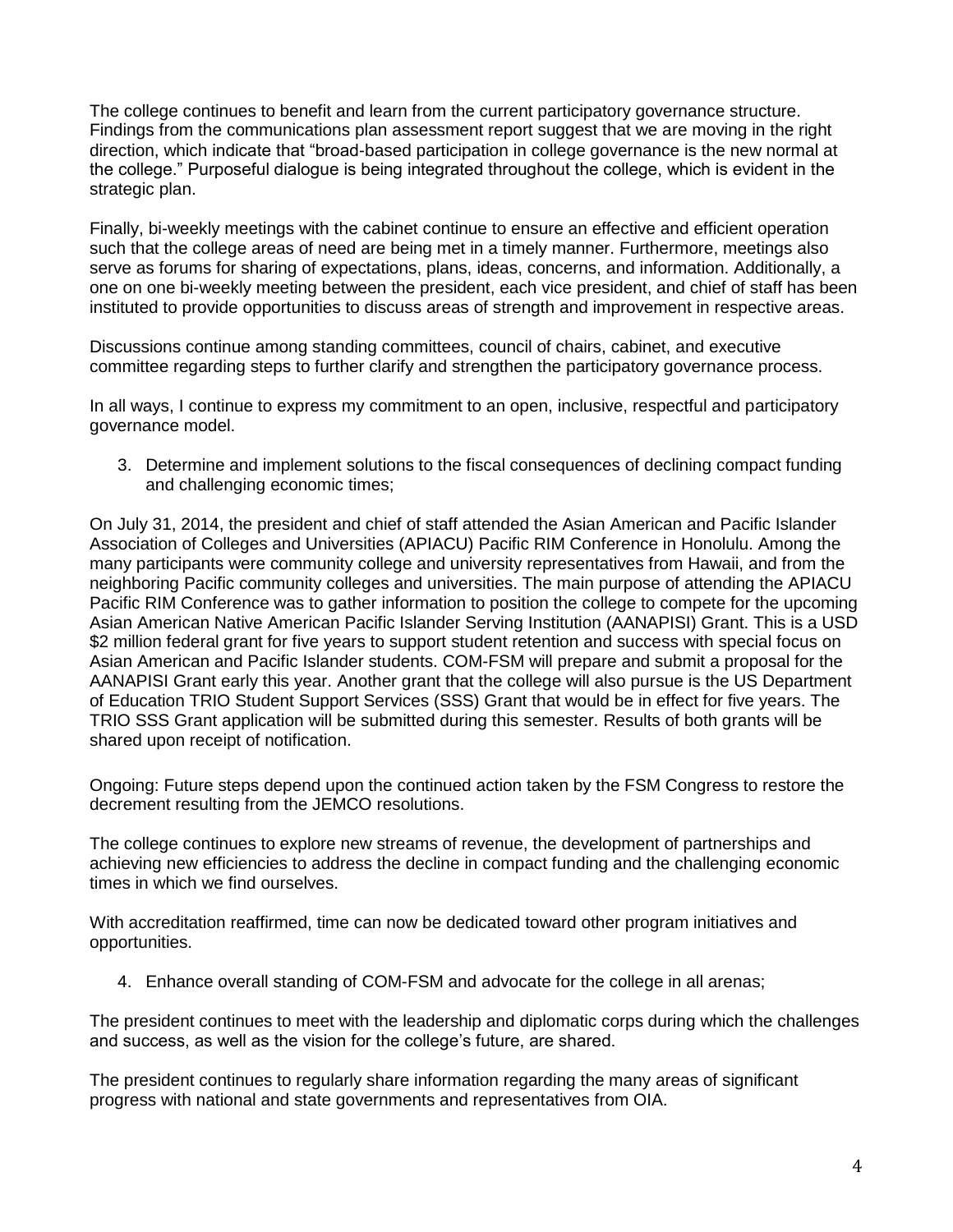The college continues to benefit and learn from the current participatory governance structure. Findings from the communications plan assessment report suggest that we are moving in the right direction, which indicate that "broad-based participation in college governance is the new normal at the college." Purposeful dialogue is being integrated throughout the college, which is evident in the strategic plan.

Finally, bi-weekly meetings with the cabinet continue to ensure an effective and efficient operation such that the college areas of need are being met in a timely manner. Furthermore, meetings also serve as forums for sharing of expectations, plans, ideas, concerns, and information. Additionally, a one on one bi-weekly meeting between the president, each vice president, and chief of staff has been instituted to provide opportunities to discuss areas of strength and improvement in respective areas.

Discussions continue among standing committees, council of chairs, cabinet, and executive committee regarding steps to further clarify and strengthen the participatory governance process.

In all ways, I continue to express my commitment to an open, inclusive, respectful and participatory governance model.

3. Determine and implement solutions to the fiscal consequences of declining compact funding and challenging economic times;

On July 31, 2014, the president and chief of staff attended the Asian American and Pacific Islander Association of Colleges and Universities (APIACU) Pacific RIM Conference in Honolulu. Among the many participants were community college and university representatives from Hawaii, and from the neighboring Pacific community colleges and universities. The main purpose of attending the APIACU Pacific RIM Conference was to gather information to position the college to compete for the upcoming Asian American Native American Pacific Islander Serving Institution (AANAPISI) Grant. This is a USD \$2 million federal grant for five years to support student retention and success with special focus on Asian American and Pacific Islander students. COM-FSM will prepare and submit a proposal for the AANAPISI Grant early this year. Another grant that the college will also pursue is the US Department of Education TRIO Student Support Services (SSS) Grant that would be in effect for five years. The TRIO SSS Grant application will be submitted during this semester. Results of both grants will be shared upon receipt of notification.

Ongoing: Future steps depend upon the continued action taken by the FSM Congress to restore the decrement resulting from the JEMCO resolutions.

The college continues to explore new streams of revenue, the development of partnerships and achieving new efficiencies to address the decline in compact funding and the challenging economic times in which we find ourselves.

With accreditation reaffirmed, time can now be dedicated toward other program initiatives and opportunities.

4. Enhance overall standing of COM-FSM and advocate for the college in all arenas;

The president continues to meet with the leadership and diplomatic corps during which the challenges and success, as well as the vision for the college's future, are shared.

The president continues to regularly share information regarding the many areas of significant progress with national and state governments and representatives from OIA.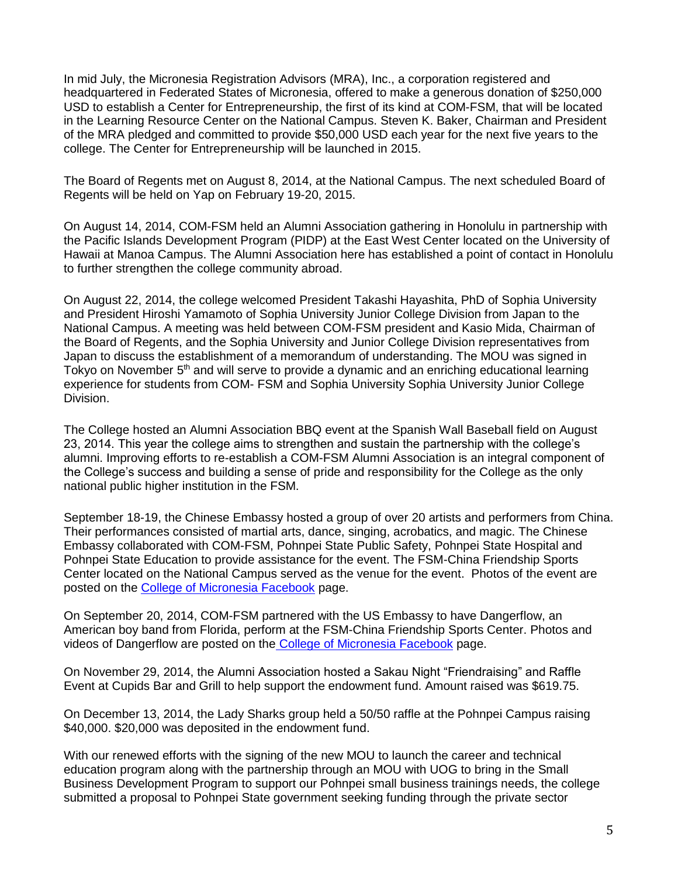In mid July, the Micronesia Registration Advisors (MRA), Inc., a corporation registered and headquartered in Federated States of Micronesia, offered to make a generous donation of $250,000 USD to establish a Center for Entrepreneurship, the first of its kind at COM-FSM, that will be located in the Learning Resource Center on the National Campus. Steven K. Baker, Chairman and President of the MRA pledged and committed to provide $50,000 USD each year for the next five years to the college. The Center for Entrepreneurship will be launched in 2015.

The Board of Regents met on August 8, 2014, at the National Campus. The next scheduled Board of Regents will be held on Yap on February 19-20, 2015.

On August 14, 2014, COM-FSM held an Alumni Association gathering in Honolulu in partnership with the Pacific Islands Development Program (PIDP) at the East West Center located on the University of Hawaii at Manoa Campus. The Alumni Association here has established a point of contact in Honolulu to further strengthen the college community abroad.

On August 22, 2014, the college welcomed President Takashi Hayashita, PhD of Sophia University and President Hiroshi Yamamoto of Sophia University Junior College Division from Japan to the National Campus. A meeting was held between COM-FSM president and Kasio Mida, Chairman of the Board of Regents, and the Sophia University and Junior College Division representatives from Japan to discuss the establishment of a memorandum of understanding. The MOU was signed in Tokyo on November 5th and will serve to provide a dynamic and an enriching educational learning experience for students from COM- FSM and Sophia University Sophia University Junior College Division.

The College hosted an Alumni Association BBQ event at the Spanish Wall Baseball field on August 23, 2014. This year the college aims to strengthen and sustain the partnership with the college's alumni. Improving efforts to re-establish a COM-FSM Alumni Association is an integral component of the College's success and building a sense of pride and responsibility for the College as the only national public higher institution in the FSM.

September 18-19, the Chinese Embassy hosted a group of over 20 artists and performers from China. Their performances consisted of martial arts, dance, singing, acrobatics, and magic. The Chinese Embassy collaborated with COM-FSM, Pohnpei State Public Safety, Pohnpei State Hospital and Pohnpei State Education to provide assistance for the event. The FSM-China Friendship Sports Center located on the National Campus served as the venue for the event. Photos of the event are posted on the College of Micronesia Facebook page.

On September 20, 2014, COM-FSM partnered with the US Embassy to have Dangerflow, an American boy band from Florida, perform at the FSM-China Friendship Sports Center. Photos and videos of Dangerflow are posted on the College of Micronesia Facebook page.

On November 29, 2014, the Alumni Association hosted a Sakau Night "Friendraising" and Raffle Event at Cupids Bar and Grill to help support the endowment fund. Amount raised was $619.75.

On December 13, 2014, the Lady Sharks group held a 50/50 raffle at the Pohnpei Campus raising $40,000. $20,000 was deposited in the endowment fund.

With our renewed efforts with the signing of the new MOU to launch the career and technical education program along with the partnership through an MOU with UOG to bring in the Small Business Development Program to support our Pohnpei small business trainings needs, the college submitted a proposal to Pohnpei State government seeking funding through the private sector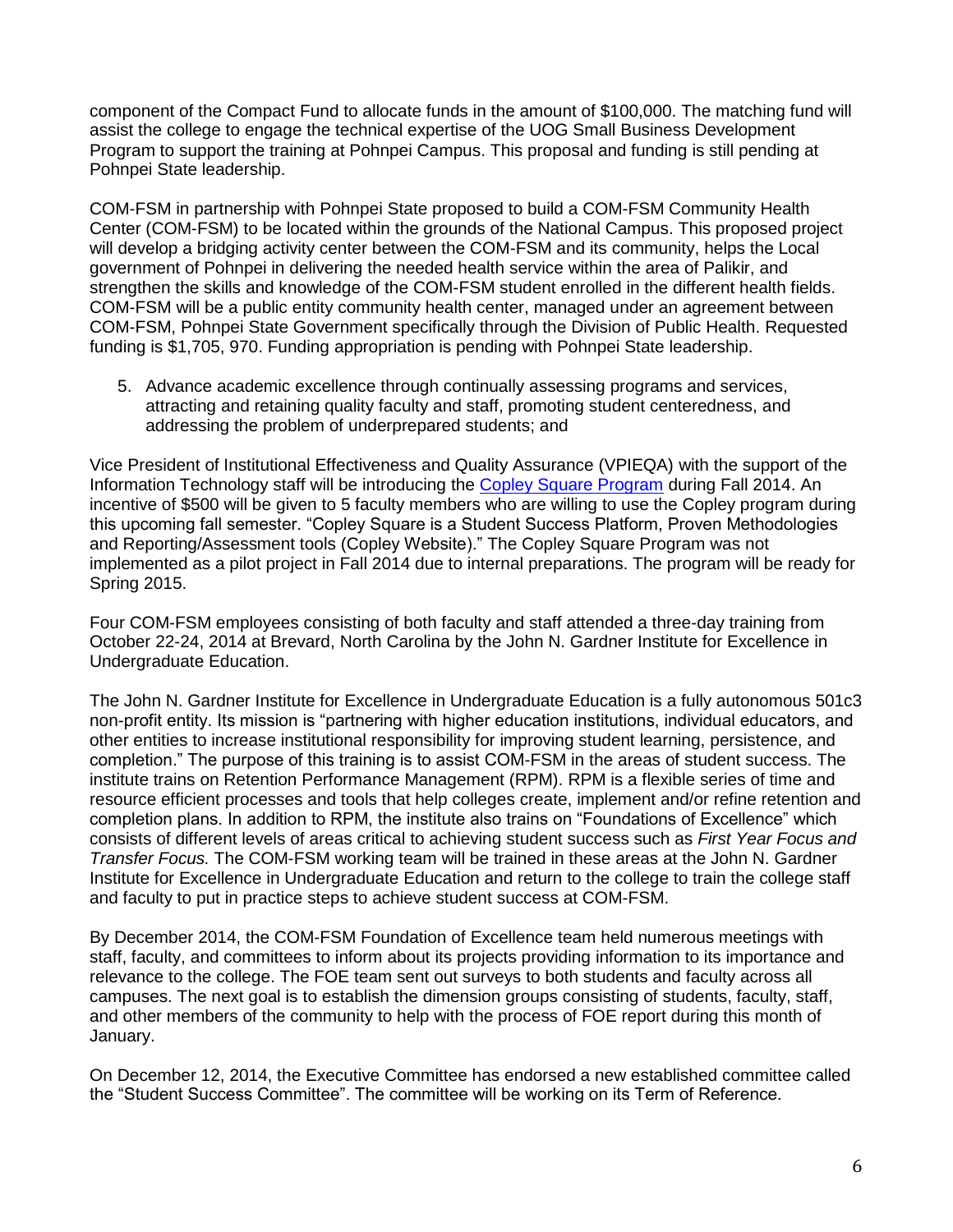component of the Compact Fund to allocate funds in the amount of $100,000. The matching fund will assist the college to engage the technical expertise of the UOG Small Business Development Program to support the training at Pohnpei Campus. This proposal and funding is still pending at Pohnpei State leadership.

COM-FSM in partnership with Pohnpei State proposed to build a COM-FSM Community Health Center (COM-FSM) to be located within the grounds of the National Campus. This proposed project will develop a bridging activity center between the COM-FSM and its community, helps the Local government of Pohnpei in delivering the needed health service within the area of Palikir, and strengthen the skills and knowledge of the COM-FSM student enrolled in the different health fields. COM-FSM will be a public entity community health center, managed under an agreement between COM-FSM, Pohnpei State Government specifically through the Division of Public Health. Requested funding is $1,705, 970. Funding appropriation is pending with Pohnpei State leadership.

5. Advance academic excellence through continually assessing programs and services, attracting and retaining quality faculty and staff, promoting student centeredness, and addressing the problem of underprepared students; and

Vice President of Institutional Effectiveness and Quality Assurance (VPIEQA) with the support of the Information Technology staff will be introducing the Copley Square Program during Fall 2014. An incentive of $500 will be given to 5 faculty members who are willing to use the Copley program during this upcoming fall semester. "Copley Square is a Student Success Platform, Proven Methodologies and Reporting/Assessment tools (Copley Website)." The Copley Square Program was not implemented as a pilot project in Fall 2014 due to internal preparations. The program will be ready for Spring 2015.

Four COM-FSM employees consisting of both faculty and staff attended a three-day training from October 22-24, 2014 at Brevard, North Carolina by the John N. Gardner Institute for Excellence in Undergraduate Education.

The John N. Gardner Institute for Excellence in Undergraduate Education is a fully autonomous 501c3 non-profit entity. Its mission is "partnering with higher education institutions, individual educators, and other entities to increase institutional responsibility for improving student learning, persistence, and completion." The purpose of this training is to assist COM-FSM in the areas of student success. The institute trains on Retention Performance Management (RPM). RPM is a flexible series of time and resource efficient processes and tools that help colleges create, implement and/or refine retention and completion plans. In addition to RPM, the institute also trains on "Foundations of Excellence" which consists of different levels of areas critical to achieving student success such as *First Year Focus and Transfer Focus.* The COM-FSM working team will be trained in these areas at the John N. Gardner Institute for Excellence in Undergraduate Education and return to the college to train the college staff and faculty to put in practice steps to achieve student success at COM-FSM.

By December 2014, the COM-FSM Foundation of Excellence team held numerous meetings with staff, faculty, and committees to inform about its projects providing information to its importance and relevance to the college. The FOE team sent out surveys to both students and faculty across all campuses. The next goal is to establish the dimension groups consisting of students, faculty, staff, and other members of the community to help with the process of FOE report during this month of January.

On December 12, 2014, the Executive Committee has endorsed a new established committee called the "Student Success Committee". The committee will be working on its Term of Reference.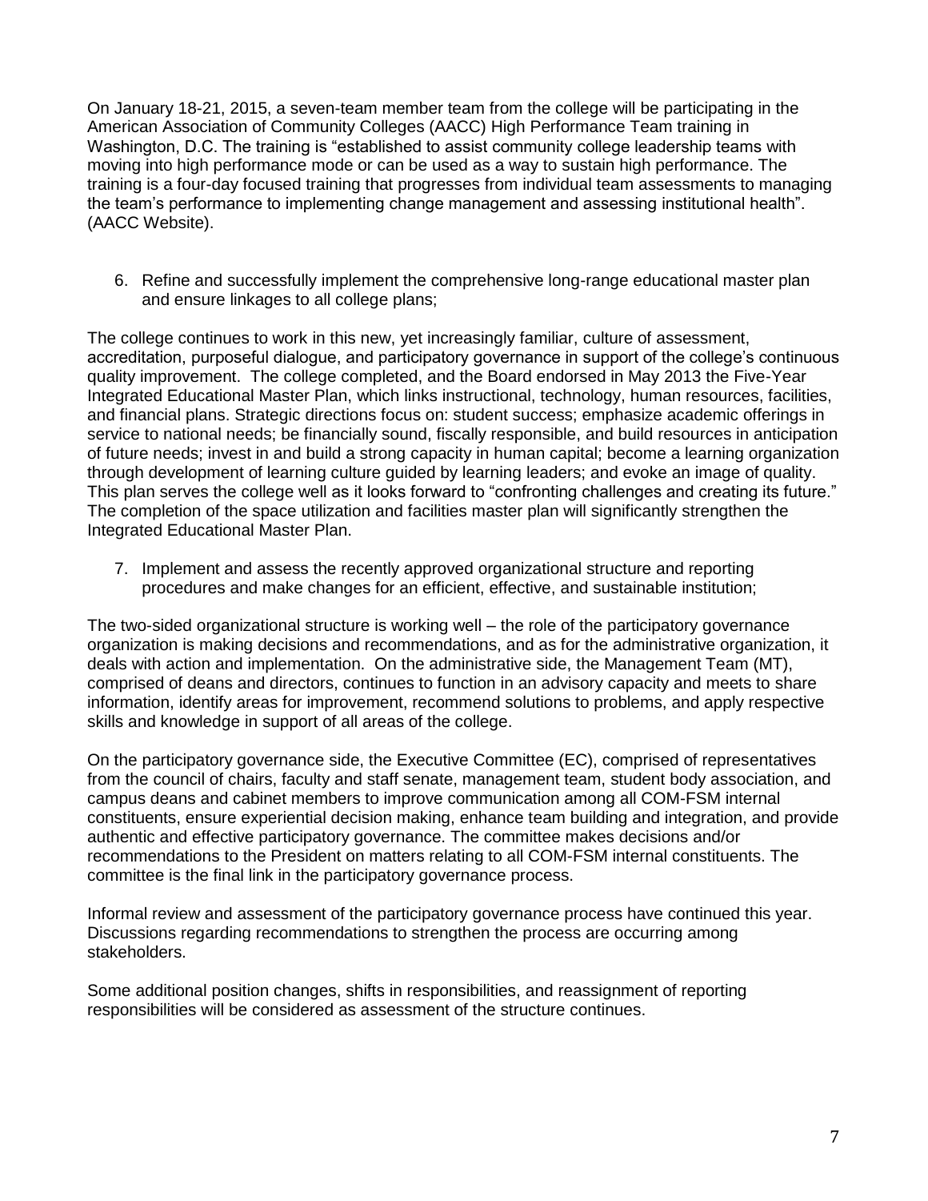On January 18-21, 2015, a seven-team member team from the college will be participating in the American Association of Community Colleges (AACC) High Performance Team training in Washington, D.C. The training is "established to assist community college leadership teams with moving into high performance mode or can be used as a way to sustain high performance. The training is a four-day focused training that progresses from individual team assessments to managing the team's performance to implementing change management and assessing institutional health". (AACC Website).

6. Refine and successfully implement the comprehensive long-range educational master plan and ensure linkages to all college plans;

The college continues to work in this new, yet increasingly familiar, culture of assessment, accreditation, purposeful dialogue, and participatory governance in support of the college's continuous quality improvement. The college completed, and the Board endorsed in May 2013 the Five-Year Integrated Educational Master Plan, which links instructional, technology, human resources, facilities, and financial plans. Strategic directions focus on: student success; emphasize academic offerings in service to national needs; be financially sound, fiscally responsible, and build resources in anticipation of future needs; invest in and build a strong capacity in human capital; become a learning organization through development of learning culture guided by learning leaders; and evoke an image of quality. This plan serves the college well as it looks forward to "confronting challenges and creating its future." The completion of the space utilization and facilities master plan will significantly strengthen the Integrated Educational Master Plan.

7. Implement and assess the recently approved organizational structure and reporting procedures and make changes for an efficient, effective, and sustainable institution;

The two-sided organizational structure is working well – the role of the participatory governance organization is making decisions and recommendations, and as for the administrative organization, it deals with action and implementation. On the administrative side, the Management Team (MT), comprised of deans and directors, continues to function in an advisory capacity and meets to share information, identify areas for improvement, recommend solutions to problems, and apply respective skills and knowledge in support of all areas of the college.

On the participatory governance side, the Executive Committee (EC), comprised of representatives from the council of chairs, faculty and staff senate, management team, student body association, and campus deans and cabinet members to improve communication among all COM-FSM internal constituents, ensure experiential decision making, enhance team building and integration, and provide authentic and effective participatory governance. The committee makes decisions and/or recommendations to the President on matters relating to all COM-FSM internal constituents. The committee is the final link in the participatory governance process.

Informal review and assessment of the participatory governance process have continued this year. Discussions regarding recommendations to strengthen the process are occurring among stakeholders.

Some additional position changes, shifts in responsibilities, and reassignment of reporting responsibilities will be considered as assessment of the structure continues.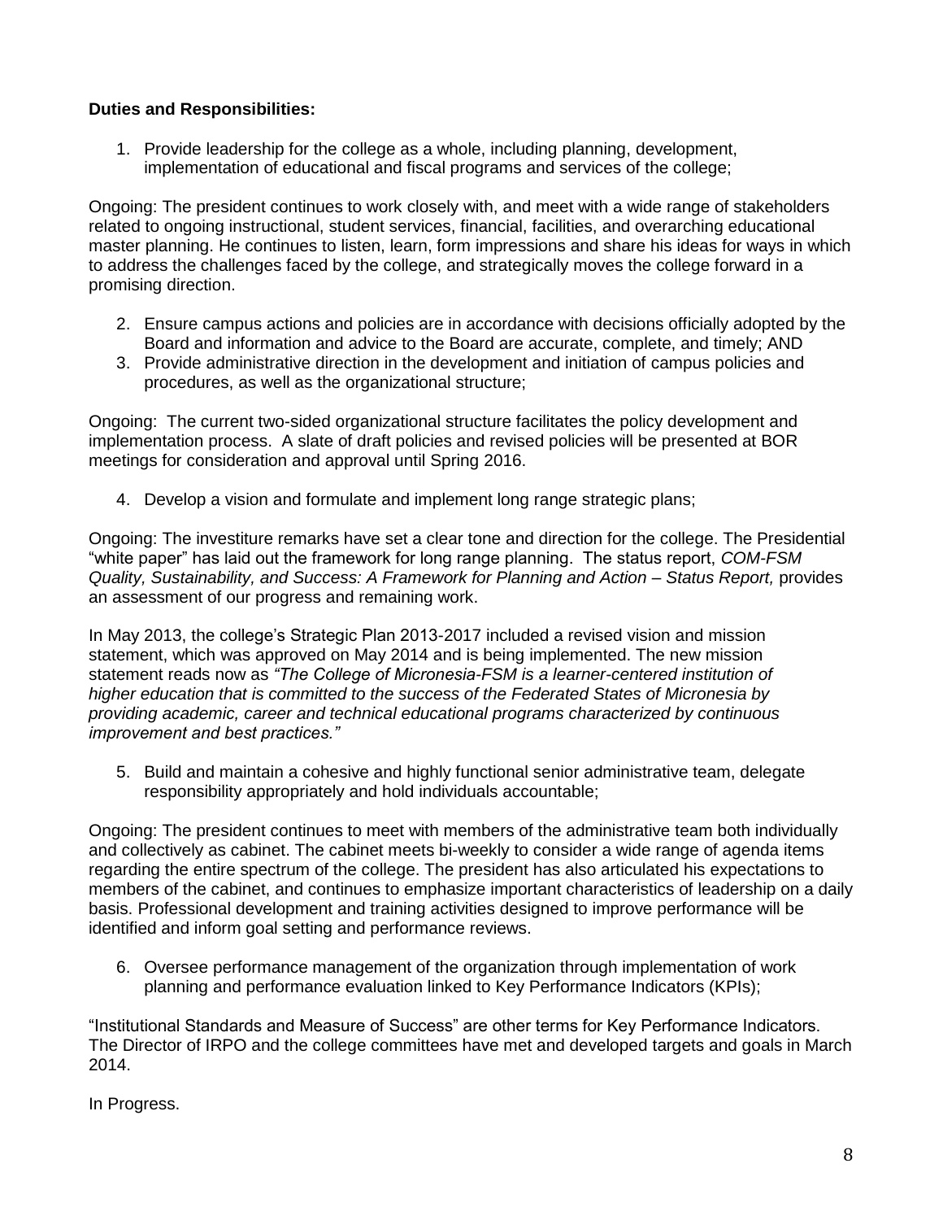**Duties and Responsibilities:**

1. Provide leadership for the college as a whole, including planning, development, implementation of educational and fiscal programs and services of the college;

Ongoing: The president continues to work closely with, and meet with a wide range of stakeholders related to ongoing instructional, student services, financial, facilities, and overarching educational master planning. He continues to listen, learn, form impressions and share his ideas for ways in which to address the challenges faced by the college, and strategically moves the college forward in a promising direction.

2. Ensure campus actions and policies are in accordance with decisions officially adopted by the Board and information and advice to the Board are accurate, complete, and timely; AND
3. Provide administrative direction in the development and initiation of campus policies and procedures, as well as the organizational structure;

Ongoing: The current two-sided organizational structure facilitates the policy development and implementation process. A slate of draft policies and revised policies will be presented at BOR meetings for consideration and approval until Spring 2016.

4. Develop a vision and formulate and implement long range strategic plans;

Ongoing: The investiture remarks have set a clear tone and direction for the college. The Presidential "white paper" has laid out the framework for long range planning. The status report, *COM-FSM Quality, Sustainability, and Success: A Framework for Planning and Action – Status Report,* provides an assessment of our progress and remaining work.

In May 2013, the college's Strategic Plan 2013-2017 included a revised vision and mission statement, which was approved on May 2014 and is being implemented. The new mission statement reads now as *"The College of Micronesia-FSM is a learner-centered institution of higher education that is committed to the success of the Federated States of Micronesia by providing academic, career and technical educational programs characterized by continuous improvement and best practices."*

5. Build and maintain a cohesive and highly functional senior administrative team, delegate responsibility appropriately and hold individuals accountable;

Ongoing: The president continues to meet with members of the administrative team both individually and collectively as cabinet. The cabinet meets bi-weekly to consider a wide range of agenda items regarding the entire spectrum of the college. The president has also articulated his expectations to members of the cabinet, and continues to emphasize important characteristics of leadership on a daily basis. Professional development and training activities designed to improve performance will be identified and inform goal setting and performance reviews.

6. Oversee performance management of the organization through implementation of work planning and performance evaluation linked to Key Performance Indicators (KPIs);

"Institutional Standards and Measure of Success" are other terms for Key Performance Indicators. The Director of IRPO and the college committees have met and developed targets and goals in March 2014.

In Progress.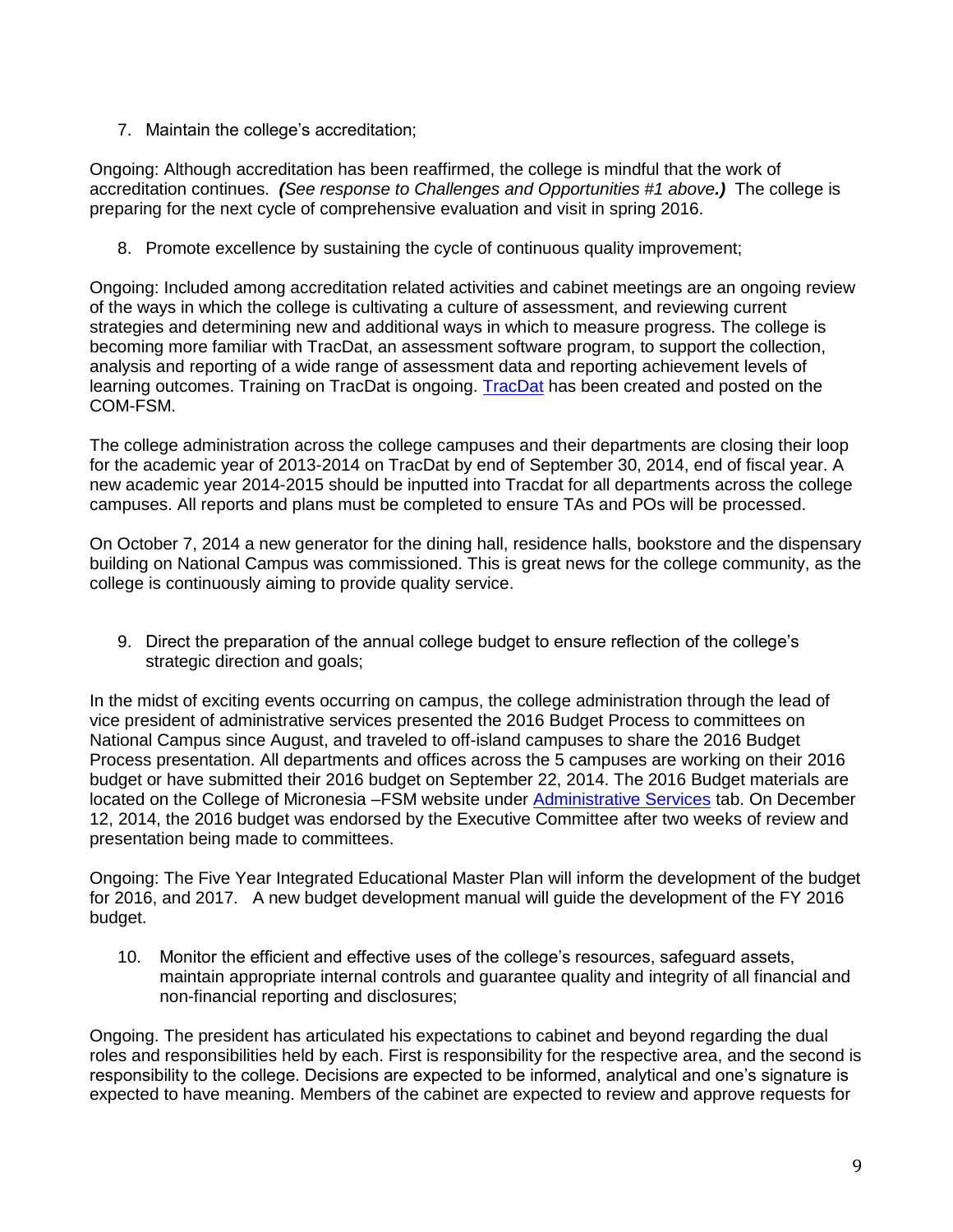7. Maintain the college's accreditation;

Ongoing: Although accreditation has been reaffirmed, the college is mindful that the work of accreditation continues. ***(****See response to Challenges and Opportunities #1 above****.)*** The college is preparing for the next cycle of comprehensive evaluation and visit in spring 2016.

8. Promote excellence by sustaining the cycle of continuous quality improvement;

Ongoing: Included among accreditation related activities and cabinet meetings are an ongoing review of the ways in which the college is cultivating a culture of assessment, and reviewing current strategies and determining new and additional ways in which to measure progress. The college is becoming more familiar with TracDat, an assessment software program, to support the collection, analysis and reporting of a wide range of assessment data and reporting achievement levels of learning outcomes. Training on TracDat is ongoing. [TracDat] has been created and posted on the COM-FSM.

The college administration across the college campuses and their departments are closing their loop for the academic year of 2013-2014 on TracDat by end of September 30, 2014, end of fiscal year. A new academic year 2014-2015 should be inputted into Tracdat for all departments across the college campuses. All reports and plans must be completed to ensure TAs and POs will be processed.

On October 7, 2014 a new generator for the dining hall, residence halls, bookstore and the dispensary building on National Campus was commissioned. This is great news for the college community, as the college is continuously aiming to provide quality service.

9. Direct the preparation of the annual college budget to ensure reflection of the college's strategic direction and goals;

In the midst of exciting events occurring on campus, the college administration through the lead of vice president of administrative services presented the 2016 Budget Process to committees on National Campus since August, and traveled to off-island campuses to share the 2016 Budget Process presentation. All departments and offices across the 5 campuses are working on their 2016 budget or have submitted their 2016 budget on September 22, 2014. The 2016 Budget materials are located on the College of Micronesia –FSM website under [Administrative Services] tab. On December 12, 2014, the 2016 budget was endorsed by the Executive Committee after two weeks of review and presentation being made to committees.

Ongoing: The Five Year Integrated Educational Master Plan will inform the development of the budget for 2016, and 2017. A new budget development manual will guide the development of the FY 2016 budget.

10. Monitor the efficient and effective uses of the college's resources, safeguard assets, maintain appropriate internal controls and guarantee quality and integrity of all financial and non-financial reporting and disclosures;

Ongoing. The president has articulated his expectations to cabinet and beyond regarding the dual roles and responsibilities held by each. First is responsibility for the respective area, and the second is responsibility to the college. Decisions are expected to be informed, analytical and one's signature is expected to have meaning. Members of the cabinet are expected to review and approve requests for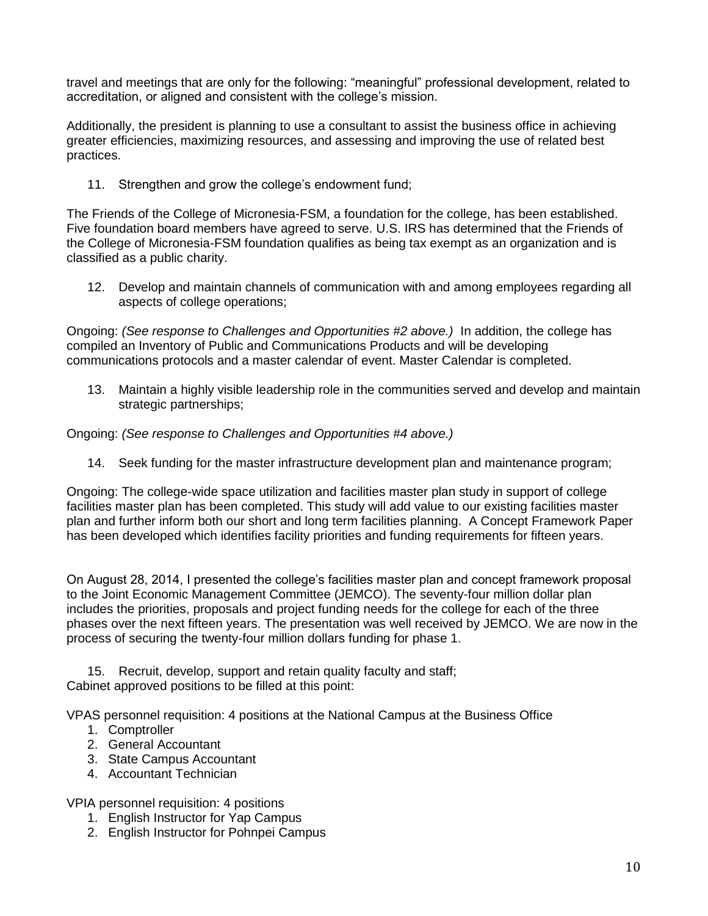travel and meetings that are only for the following: “meaningful” professional development, related to accreditation, or aligned and consistent with the college’s mission.

Additionally, the president is planning to use a consultant to assist the business office in achieving greater efficiencies, maximizing resources, and assessing and improving the use of related best practices.

11. Strengthen and grow the college’s endowment fund;

The Friends of the College of Micronesia-FSM, a foundation for the college, has been established. Five foundation board members have agreed to serve. U.S. IRS has determined that the Friends of the College of Micronesia-FSM foundation qualifies as being tax exempt as an organization and is classified as a public charity.

12. Develop and maintain channels of communication with and among employees regarding all aspects of college operations;

Ongoing: *(See response to Challenges and Opportunities #2 above.)* In addition, the college has compiled an Inventory of Public and Communications Products and will be developing communications protocols and a master calendar of event. Master Calendar is completed.

13. Maintain a highly visible leadership role in the communities served and develop and maintain strategic partnerships;

Ongoing: *(See response to Challenges and Opportunities #4 above.)*

14. Seek funding for the master infrastructure development plan and maintenance program;

Ongoing: The college-wide space utilization and facilities master plan study in support of college facilities master plan has been completed. This study will add value to our existing facilities master plan and further inform both our short and long term facilities planning. A Concept Framework Paper has been developed which identifies facility priorities and funding requirements for fifteen years.

On August 28, 2014, I presented the college’s facilities master plan and concept framework proposal to the Joint Economic Management Committee (JEMCO). The seventy-four million dollar plan includes the priorities, proposals and project funding needs for the college for each of the three phases over the next fifteen years. The presentation was well received by JEMCO. We are now in the process of securing the twenty-four million dollars funding for phase 1.

15. Recruit, develop, support and retain quality faculty and staff;

Cabinet approved positions to be filled at this point:

VPAS personnel requisition: 4 positions at the National Campus at the Business Office

1. Comptroller
2. General Accountant
3. State Campus Accountant
4. Accountant Technician

VPIA personnel requisition: 4 positions

1. English Instructor for Yap Campus
2. English Instructor for Pohnpei Campus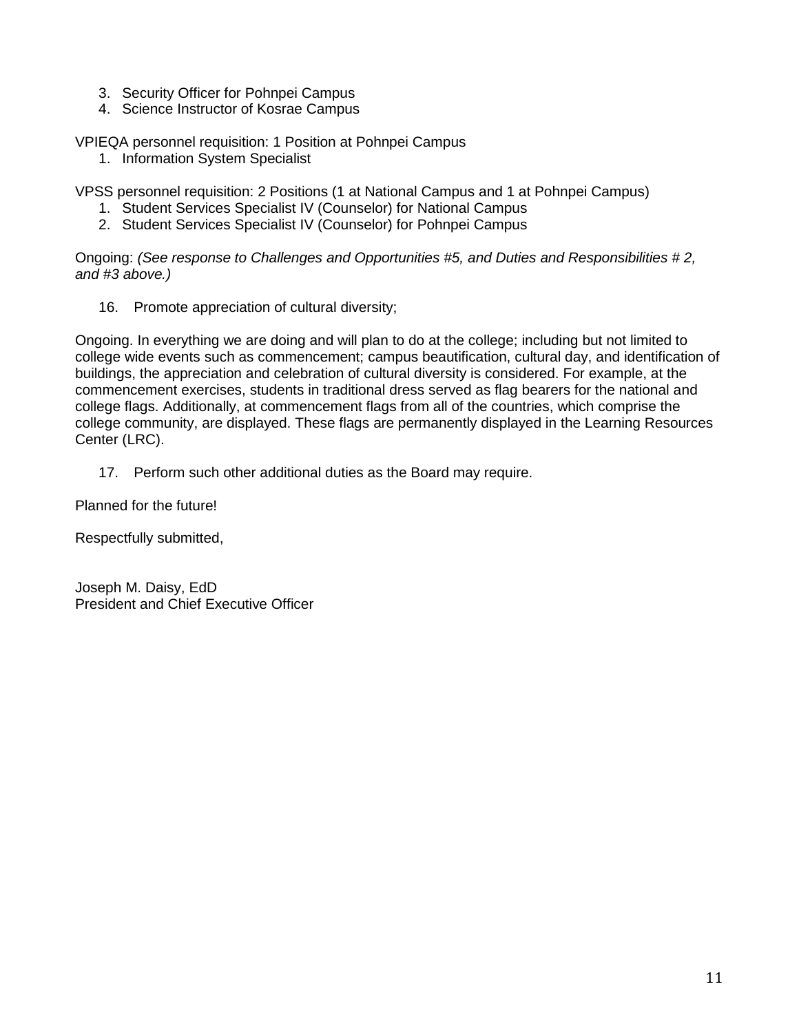3. Security Officer for Pohnpei Campus
4. Science Instructor of Kosrae Campus

VPIEQA personnel requisition: 1 Position at Pohnpei Campus

1. Information System Specialist

VPSS personnel requisition: 2 Positions (1 at National Campus and 1 at Pohnpei Campus)

1. Student Services Specialist IV (Counselor) for National Campus
2. Student Services Specialist IV (Counselor) for Pohnpei Campus

Ongoing: *(See response to Challenges and Opportunities #5, and Duties and Responsibilities # 2, and #3 above.)*

16. Promote appreciation of cultural diversity;

Ongoing. In everything we are doing and will plan to do at the college; including but not limited to college wide events such as commencement; campus beautification, cultural day, and identification of buildings, the appreciation and celebration of cultural diversity is considered. For example, at the commencement exercises, students in traditional dress served as flag bearers for the national and college flags. Additionally, at commencement flags from all of the countries, which comprise the college community, are displayed. These flags are permanently displayed in the Learning Resources Center (LRC).

17. Perform such other additional duties as the Board may require.

Planned for the future!

Respectfully submitted,

Joseph M. Daisy, EdD
President and Chief Executive Officer